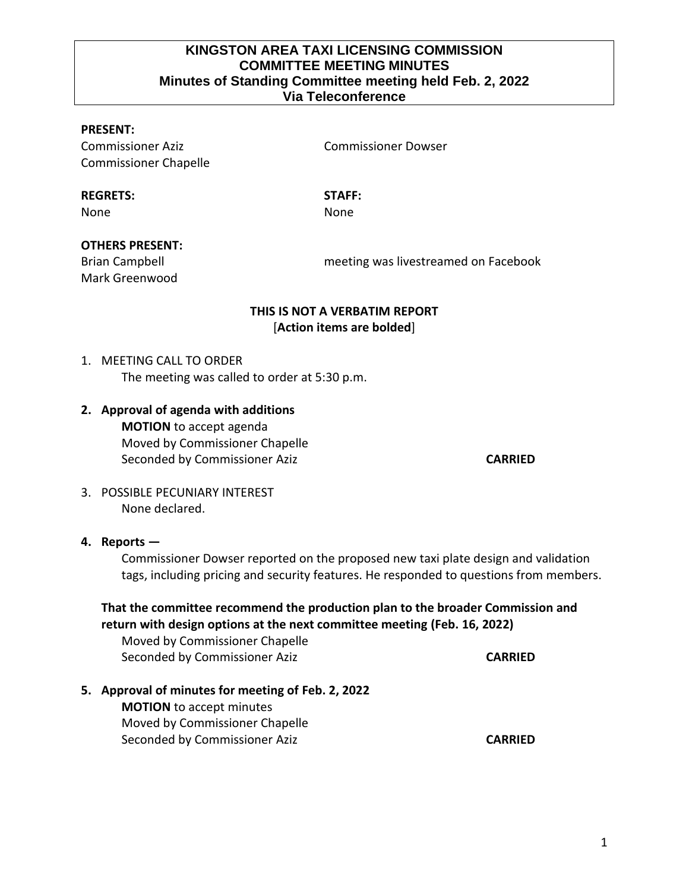# KINGSTON AREA TAXI LICENSING COMMISSION
## COMMITTEE MEETING MINUTES
### Minutes of Standing Committee meeting held Feb. 2, 2022
### Via Teleconference

**PRESENT:**
Commissioner Aziz
Commissioner Chapelle
Commissioner Dowser

**REGRETS:**
None

**STAFF:**
None

**OTHERS PRESENT:**
Brian Campbell
Mark Greenwood
meeting was livestreamed on Facebook

**THIS IS NOT A VERBATIM REPORT**
[**Action items are bolded**]

1. MEETING CALL TO ORDER
   The meeting was called to order at 5:30 p.m.

2. **Approval of agenda with additions**
   **MOTION** to accept agenda
   Moved by Commissioner Chapelle
   Seconded by Commissioner Aziz **CARRIED**

3. POSSIBLE PECUNIARY INTEREST
   None declared.

4. **Reports —**
   Commissioner Dowser reported on the proposed new taxi plate design and validation tags, including pricing and security features. He responded to questions from members.

   **That the committee recommend the production plan to the broader Commission and return with design options at the next committee meeting (Feb. 16, 2022)**
   Moved by Commissioner Chapelle
   Seconded by Commissioner Aziz **CARRIED**

5. **Approval of minutes for meeting of Feb. 2, 2022**
   **MOTION** to accept minutes
   Moved by Commissioner Chapelle
   Seconded by Commissioner Aziz **CARRIED**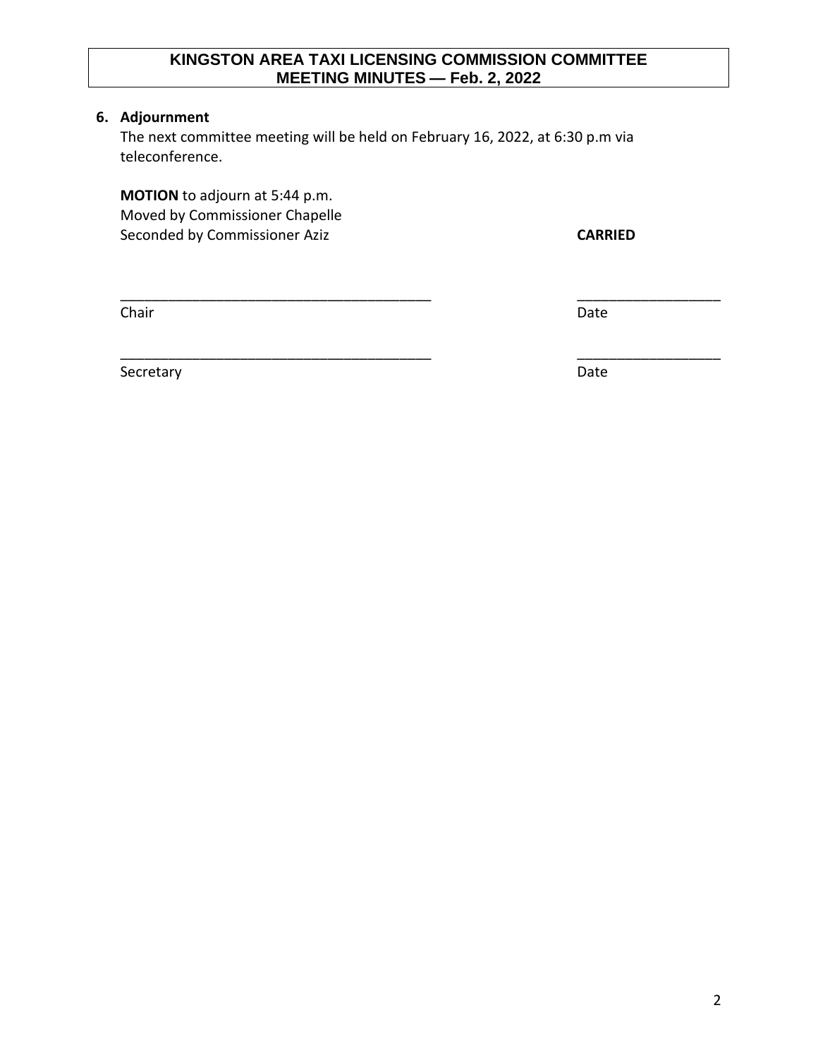## 6. Adjournment

The next committee meeting will be held on February 16, 2022, at 6:30 p.m via teleconference.

**MOTION** to adjourn at 5:44 p.m.
Moved by Commissioner Chapelle
Seconded by Commissioner Aziz **CARRIED**

________________________________________ __________________
Chair Date

________________________________________ __________________
Secretary Date